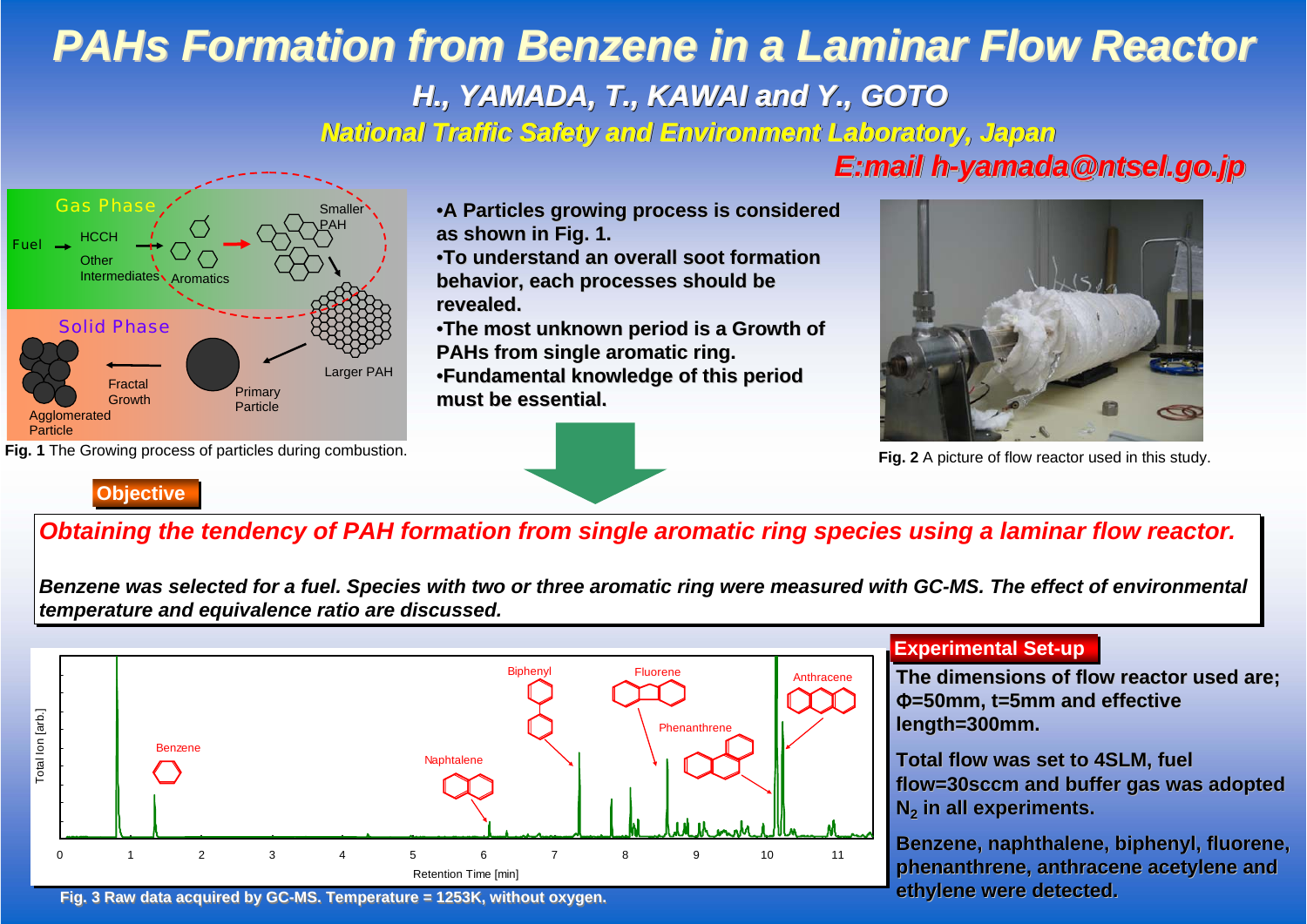# PAHs Formation from Benzene in a Laminar Flow Reactor

### H., YAMADA, T., KAWAI and Y., GOTO

### National Traffic Safety and Environment Laboratory, Japan

### E:mail h-yamada@ntsel.go.jp

**Fig. 1** The Growing process of particles during combustion.

- **A Particles growing process is considered as shown in Fig. 1.**
- **To understand an overall soot formation behavior, each processes should be revealed.**
- **The most unknown period is a Growth of PAHs from single aromatic ring.**
- **Fundamental knowledge of this period must be essential.**

**Fig. 2** A picture of flow reactor used in this study.

## Objective

***Obtaining the tendency of PAH formation from single aromatic ring species using a laminar flow reactor.***

***Benzene was selected for a fuel. Species with two or three aromatic ring were measured with GC-MS. The effect of environmental temperature and equivalence ratio are discussed.***

**Fig. 3 Raw data acquired by GC-MS. Temperature = 1253K, without oxygen.**

## Experimental Set-up

**The dimensions of flow reactor used are; Φ=50mm, t=5mm and effective length=300mm.**

**Total flow was set to 4SLM, fuel flow=30sccm and buffer gas was adopted $N_2$ in all experiments.**

**Benzene, naphthalene, biphenyl, fluorene, phenanthrene, anthracene acetylene and ethylene were detected.**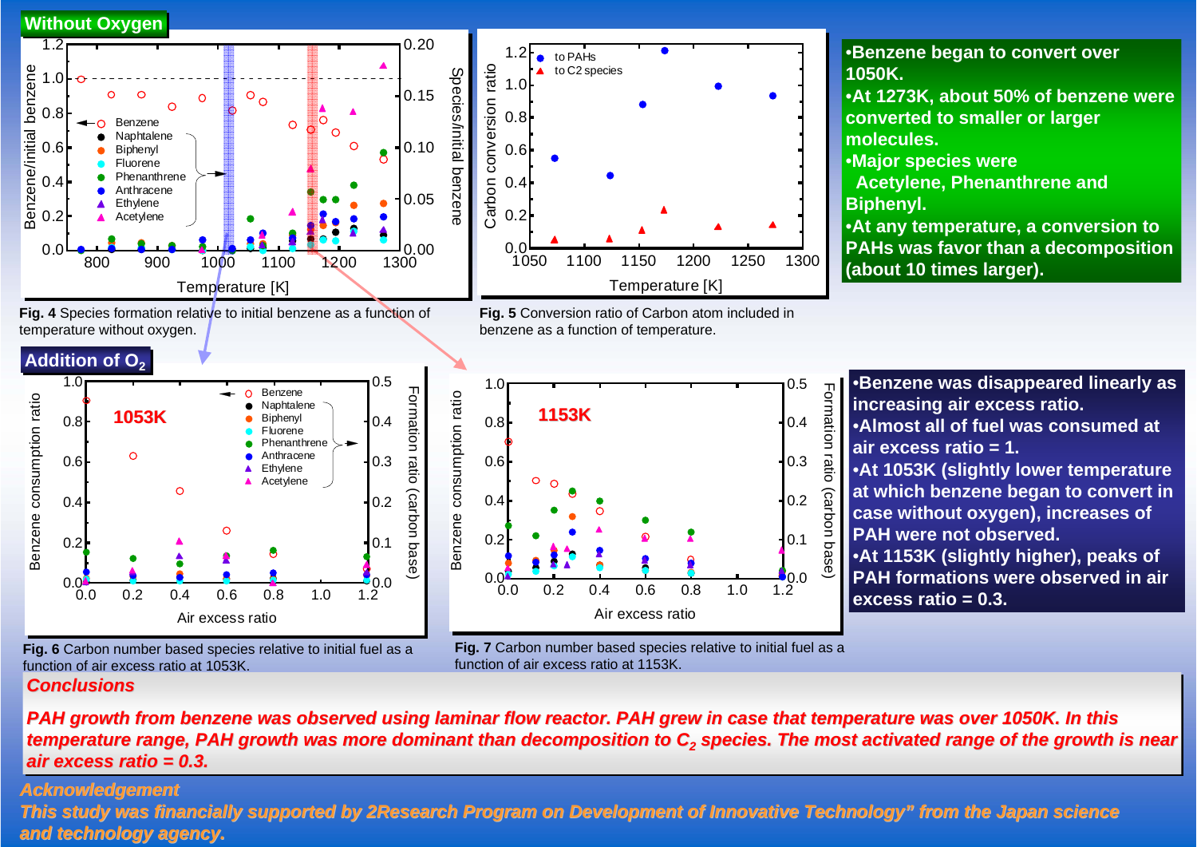## Without Oxygen

1.2
1.0
0.8
0.6
0.4
0.2
0.0
Benzene/initial benzene
800 900 1000 1100 1200 1300
Temperature [K]
0.20
0.15
0.10
0.05
0.00
Species/initial benzene
Benzene
Naphtalene
Biphenyl
Fluorene
Phenanthrene
Anthracene
Ethylene
Acetylene

**Fig. 4** Species formation relative to initial benzene as a function of temperature without oxygen.

1.2
1.0
0.8
0.6
0.4
0.2
0.0
Carbon conversion ratio
1050 1100 1150 1200 1250 1300
Temperature [K]
to PAHs
to C2 species

**Fig. 5** Conversion ratio of Carbon atom included in benzene as a function of temperature.

- Benzene began to convert over 1050K.
- At 1273K, about 50% of benzene were converted to smaller or larger molecules.
- Major species were Acetylene, Phenanthrene and Biphenyl.
- At any temperature, a conversion to PAHs was favor than a decomposition (about 10 times larger).

## Addition of $O_2$

1053K
1.0
0.8
0.6
0.4
0.2
0.0
Benzene consumption ratio
0.0 0.2 0.4 0.6 0.8 1.0 1.2
Air excess ratio
0.5
0.4
0.3
0.2
0.1
0.0
Formation ratio (carbon base)
Benzene
Naphtalene
Biphenyl
Fluorene
Phenanthrene
Anthracene
Ethylene
Acetylene

**Fig. 6** Carbon number based species relative to initial fuel as a function of air excess ratio at 1053K.

1153K
1.0
0.8
0.6
0.4
0.2
0.0
Benzene consumption ratio
0.0 0.2 0.4 0.6 0.8 1.0 1.2
Air excess ratio
0.5
0.4
0.3
0.2
0.1
0.0
Formation ratio (carbon base)

**Fig. 7** Carbon number based species relative to initial fuel as a function of air excess ratio at 1153K.

- Benzene was disappeared linearly as increasing air excess ratio.
- Almost all of fuel was consumed at air excess ratio = 1.
- At 1053K (slightly lower temperature at which benzene began to convert in case without oxygen), increases of PAH were not observed.
- At 1153K (slightly higher), peaks of PAH formations were observed in air excess ratio = 0.3.

## Conclusions

*PAH growth from benzene was observed using laminar flow reactor. PAH grew in case that temperature was over 1050K. In this temperature range, PAH growth was more dominant than decomposition to $C_2$ species. The most activated range of the growth is near air excess ratio = 0.3.*

## Acknowledgement

*This study was financially supported by 2Research Program on Development of Innovative Technology" from the Japan science and technology agency.*